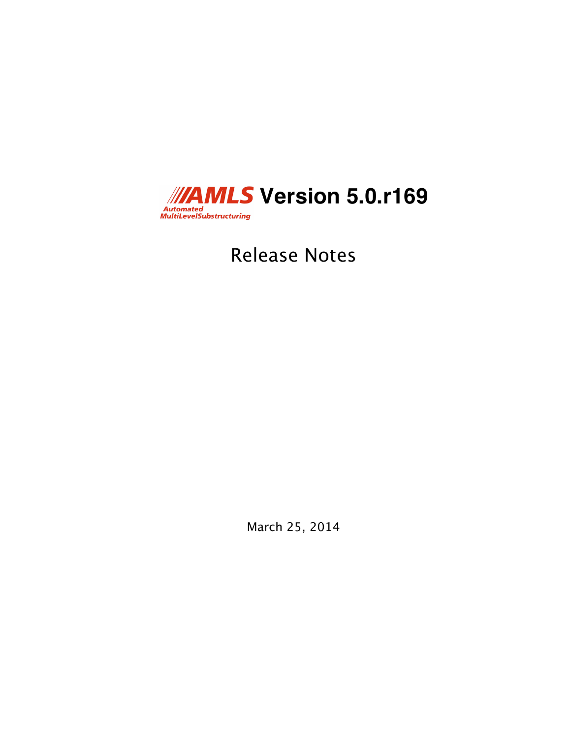# AMLS Version 5.0.r169

Automated MultiLevelSubstructuring

## Release Notes

March 25, 2014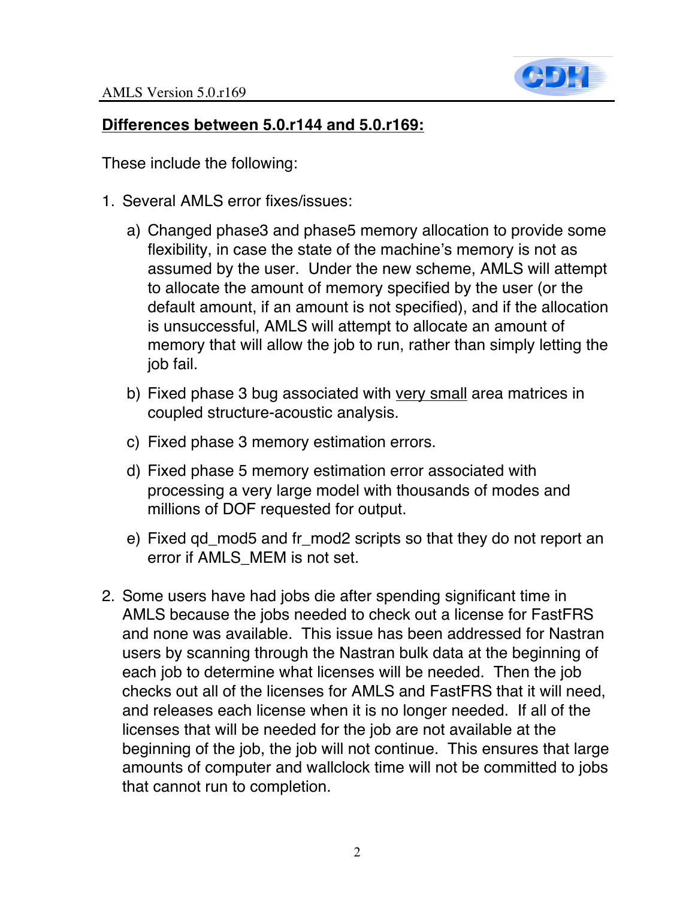## <u>Differences between 5.0.r144 and 5.0.r169:</u>

These include the following:

1. Several AMLS error fixes/issues:

   a) Changed phase3 and phase5 memory allocation to provide some flexibility, in case the state of the machine's memory is not as assumed by the user. Under the new scheme, AMLS will attempt to allocate the amount of memory specified by the user (or the default amount, if an amount is not specified), and if the allocation is unsuccessful, AMLS will attempt to allocate an amount of memory that will allow the job to run, rather than simply letting the job fail.

   b) Fixed phase 3 bug associated with <u>very small</u> area matrices in coupled structure-acoustic analysis.

   c) Fixed phase 3 memory estimation errors.

   d) Fixed phase 5 memory estimation error associated with processing a very large model with thousands of modes and millions of DOF requested for output.

   e) Fixed qd_mod5 and fr_mod2 scripts so that they do not report an error if AMLS_MEM is not set.

2. Some users have had jobs die after spending significant time in AMLS because the jobs needed to check out a license for FastFRS and none was available. This issue has been addressed for Nastran users by scanning through the Nastran bulk data at the beginning of each job to determine what licenses will be needed. Then the job checks out all of the licenses for AMLS and FastFRS that it will need, and releases each license when it is no longer needed. If all of the licenses that will be needed for the job are not available at the beginning of the job, the job will not continue. This ensures that large amounts of computer and wallclock time will not be committed to jobs that cannot run to completion.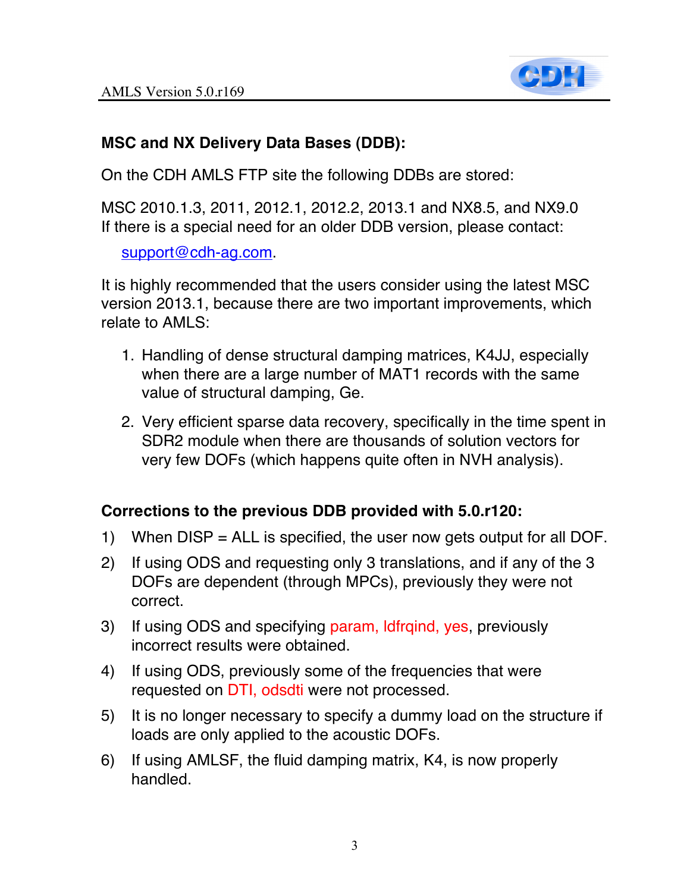**MSC and NX Delivery Data Bases (DDB):**

On the CDH AMLS FTP site the following DDBs are stored:

MSC 2010.1.3, 2011, 2012.1, 2012.2, 2013.1 and NX8.5, and NX9.0
If there is a special need for an older DDB version, please contact:

support@cdh-ag.com.

It is highly recommended that the users consider using the latest MSC version 2013.1, because there are two important improvements, which relate to AMLS:

1. Handling of dense structural damping matrices, K4JJ, especially when there are a large number of MAT1 records with the same value of structural damping, Ge.
2. Very efficient sparse data recovery, specifically in the time spent in SDR2 module when there are thousands of solution vectors for very few DOFs (which happens quite often in NVH analysis).

**Corrections to the previous DDB provided with 5.0.r120:**

1) When DISP = ALL is specified, the user now gets output for all DOF.
2) If using ODS and requesting only 3 translations, and if any of the 3 DOFs are dependent (through MPCs), previously they were not correct.
3) If using ODS and specifying param, ldfrqind, yes, previously incorrect results were obtained.
4) If using ODS, previously some of the frequencies that were requested on DTI, odsdti were not processed.
5) It is no longer necessary to specify a dummy load on the structure if loads are only applied to the acoustic DOFs.
6) If using AMLSF, the fluid damping matrix, K4, is now properly handled.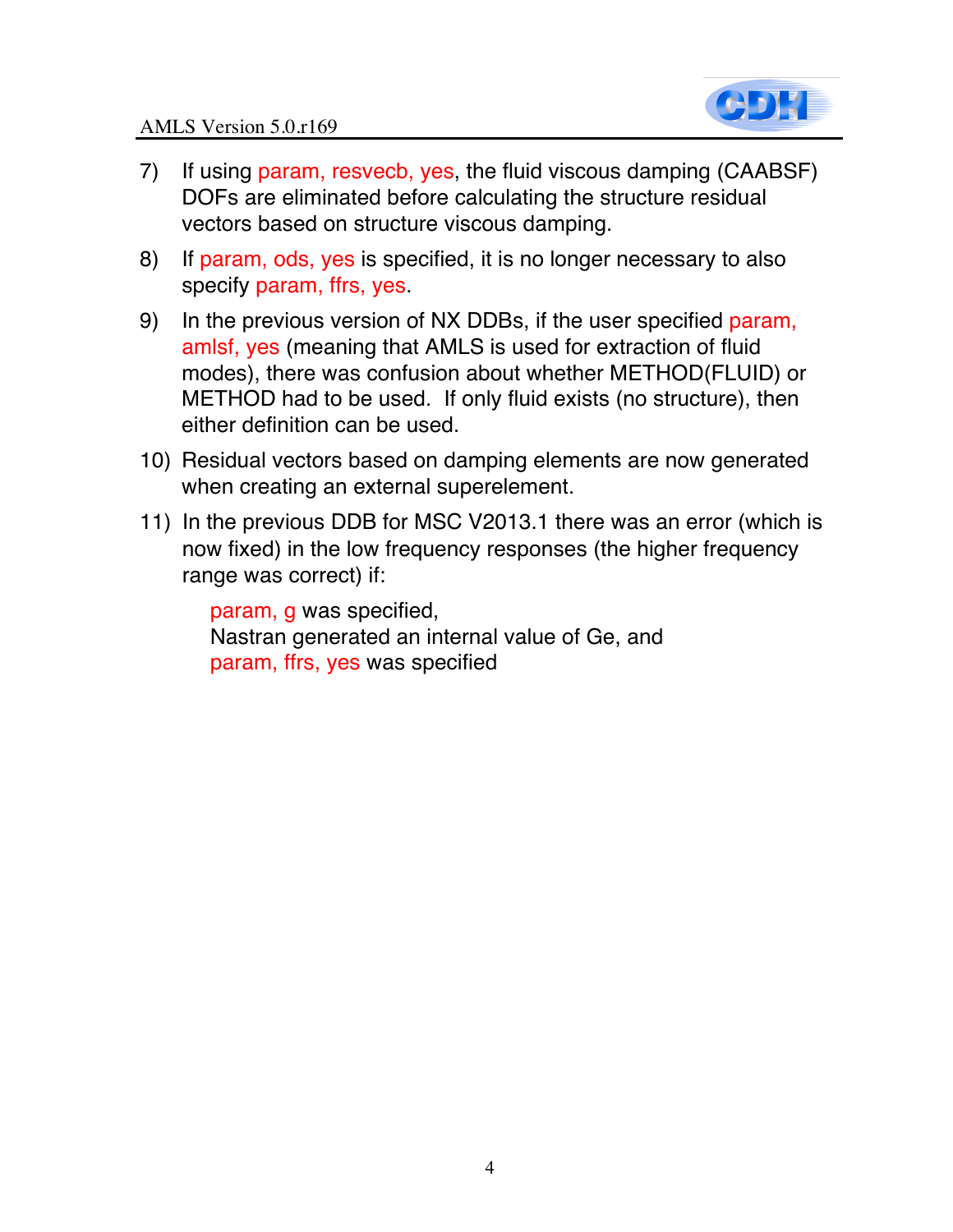7) If using param, resvecb, yes, the fluid viscous damping (CAABSF) DOFs are eliminated before calculating the structure residual vectors based on structure viscous damping.

8) If param, ods, yes is specified, it is no longer necessary to also specify param, ffrs, yes.

9) In the previous version of NX DDBs, if the user specified param, amlsf, yes (meaning that AMLS is used for extraction of fluid modes), there was confusion about whether METHOD(FLUID) or METHOD had to be used. If only fluid exists (no structure), then either definition can be used.

10) Residual vectors based on damping elements are now generated when creating an external superelement.

11) In the previous DDB for MSC V2013.1 there was an error (which is now fixed) in the low frequency responses (the higher frequency range was correct) if:

    param, g was specified,
    Nastran generated an internal value of Ge, and
    param, ffrs, yes was specified